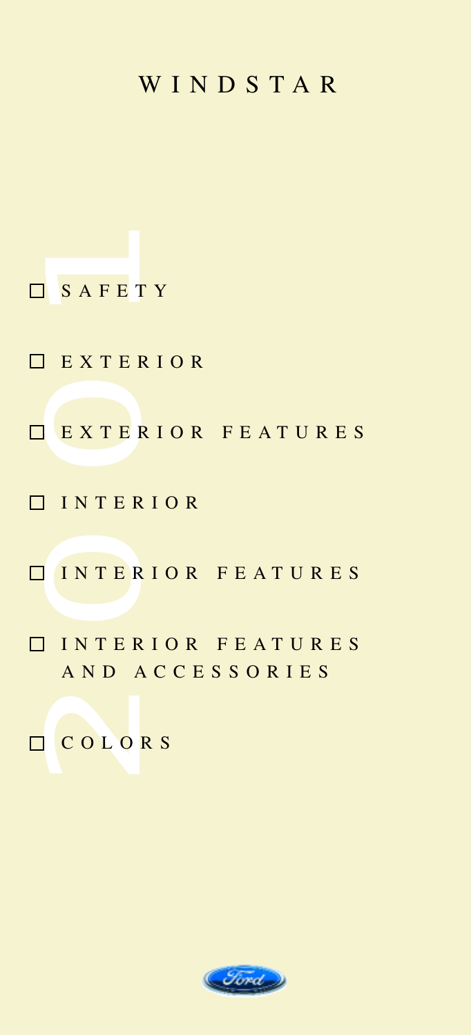# WINDSTAR

2001

- ☐ SAFETY
- ☐ EXTERIOR
- ☐ EXTERIOR FEATURES
- ☐ INTERIOR
- ☐ INTERIOR FEATURES
- ☐ INTERIOR FEATURES AND ACCESSORIES
- ☐ COLORS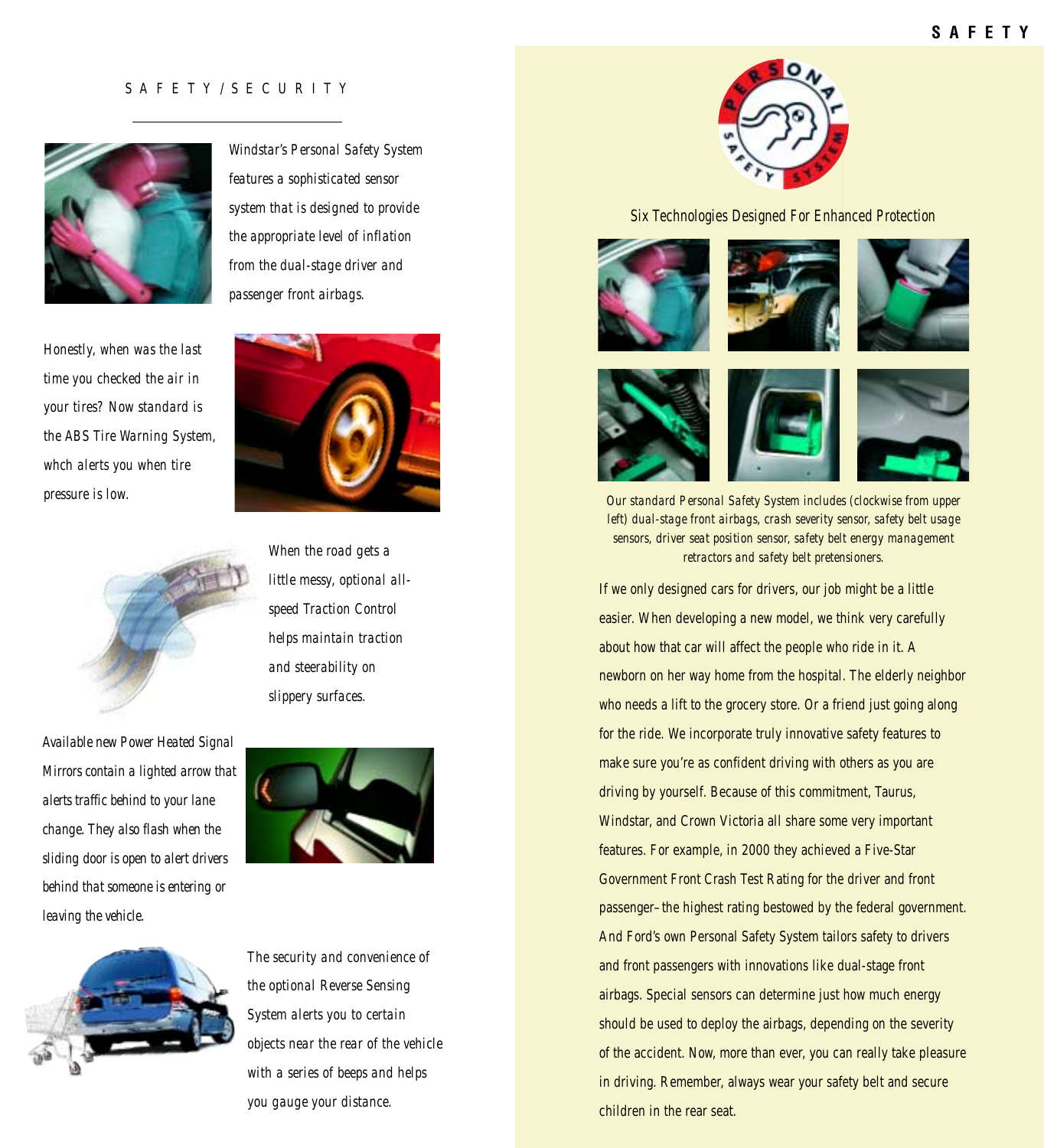## SAFETY/SECURITY

Windstar's Personal Safety System features a sophisticated sensor system that is designed to provide the appropriate level of inflation from the dual-stage driver and passenger front airbags.

Honestly, when was the last time you checked the air in your tires? Now standard is the ABS Tire Warning System, whch alerts you when tire pressure is low.

When the road gets a little messy, optional all-speed Traction Control helps maintain traction and steerability on slippery surfaces.

Available new Power Heated Signal Mirrors contain a lighted arrow that alerts traffic behind to your lane change. They also flash when the sliding door is open to alert drivers behind that someone is entering or leaving the vehicle.

The security and convenience of the optional Reverse Sensing System alerts you to certain objects near the rear of the vehicle with a series of beeps and helps you gauge your distance.

Six Technologies Designed For Enhanced Protection

Our standard Personal Safety System includes (clockwise from upper left) dual-stage front airbags, crash severity sensor, safety belt usage sensors, driver seat position sensor, safety belt energy management retractors and safety belt pretensioners.

If we only designed cars for drivers, our job might be a little easier. When developing a new model, we think very carefully about how that car will affect the people who ride in it. A newborn on her way home from the hospital. The elderly neighbor who needs a lift to the grocery store. Or a friend just going along for the ride. We incorporate truly innovative safety features to make sure you're as confident driving with others as you are driving by yourself. Because of this commitment, Taurus, Windstar, and Crown Victoria all share some very important features. For example, in 2000 they achieved a Five-Star Government Front Crash Test Rating for the driver and front passenger–the highest rating bestowed by the federal government. And Ford's own Personal Safety System tailors safety to drivers and front passengers with innovations like dual-stage front airbags. Special sensors can determine just how much energy should be used to deploy the airbags, depending on the severity of the accident. Now, more than ever, you can really take pleasure in driving. Remember, always wear your safety belt and secure children in the rear seat.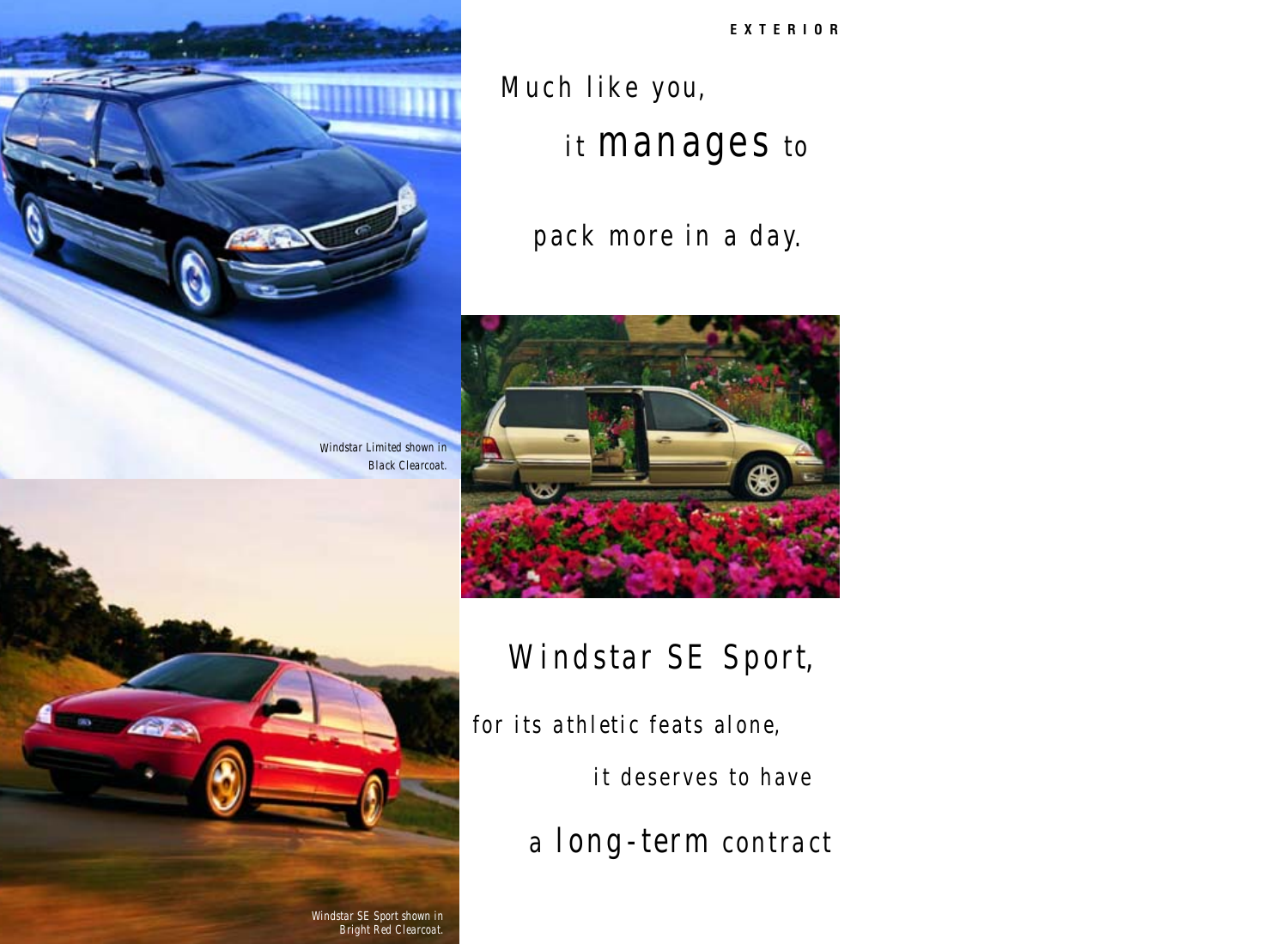Much like you,

it manages to

pack more in a day.

*Windstar Limited shown in Black Clearcoat.*

Windstar SE Sport,

for its athletic feats alone,

it deserves to have

a long-term contract

*Windstar SE Sport shown in Bright Red Clearcoat.*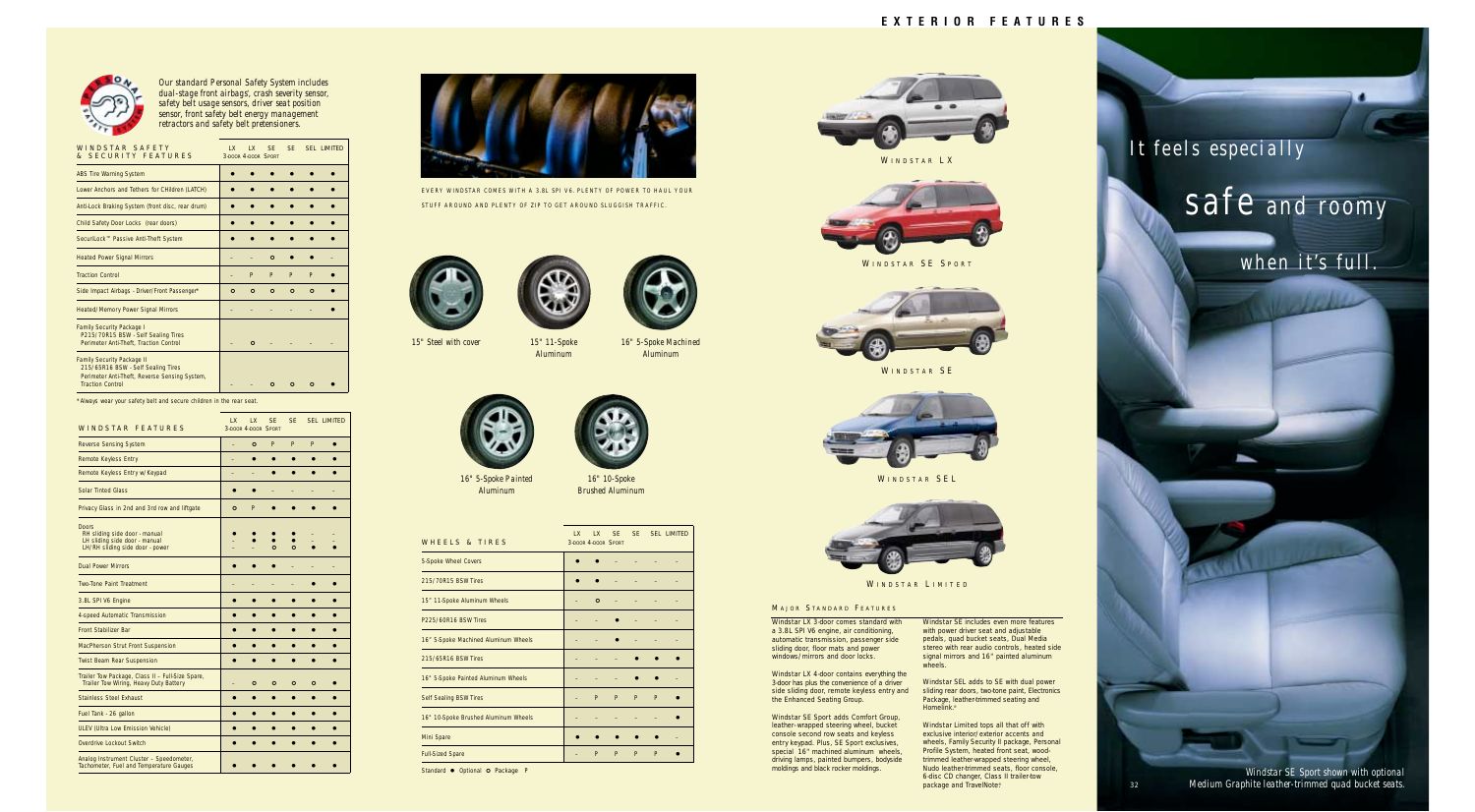Our standard Personal Safety System includes dual-stage front airbags, crash severity sensor, safety belt usage sensors, driver seat position sensor, front safety belt energy management retractors and safety belt pretensioners.

| WINDSTAR SAFETY & SECURITY FEATURES | LX 3-DOOR | LX 4-DOOR | SE SPORT | SE | SEL | LIMITED |
|---|---|---|---|---|---|---|
| ABS Tire Warning System | ● | ● | ● | ● | ● | ● |
| Lower Anchors and Tethers for CHildren (LATCH) | ● | ● | ● | ● | ● | ● |
| Anti-Lock Braking System (front disc, rear drum) | ● | ● | ● | ● | ● | ● |
| Child Safety Door Locks (rear doors) | ● | ● | ● | ● | ● | ● |
| SecuriLock™ Passive Anti-Theft System | ● | ● | ● | ● | ● | ● |
| Heated Power Signal Mirrors | - | - | ○ | ● | ● | - |
| Traction Control | - | P | P | P | P | ● |
| Side Impact Airbags - Driver/Front Passenger* | ○ | ○ | ○ | ○ | ○ | ● |
| Heated/Memory Power Signal Mirrors | - | - | - | - | - | ● |
| Family Security Package I<br>P215/70R15 BSW - Self Sealing Tires<br>Perimeter Anti-Theft, Traction Control | - | ○ | - | - | - | - |
| Family Security Package II<br>215/65R16 BSW - Self Sealing Tires<br>Perimeter Anti-Theft, Reverse Sensing System, Traction Control | - | - | ○ | ○ | ○ | ● |

*Always wear your safety belt and secure children in the rear seat.

| WINDSTAR FEATURES | LX 3-DOOR | LX 4-DOOR | SE SPORT | SE | SEL | LIMITED |
|---|---|---|---|---|---|---|
| Reverse Sensing System | - | ○ | P | P | P | ● |
| Remote Keyless Entry | - | ● | ● | ● | ● | ● |
| Remote Keyless Entry w/Keypad | - | - | ● | ● | ● | ● |
| Solar Tinted Glass | ● | ● | - | - | - | - |
| Privacy Glass in 2nd and 3rd row and liftgate | ○ | P | ● | ● | ● | ● |
| Doors<br>RH sliding side door - manual<br>LH sliding side door - manual<br>LH/RH sliding side door - power | ●<br>-<br>- | ●<br>●<br>- | ●<br>●<br>○ | ●<br>●<br>○ | -<br>-<br>● | -<br>-<br>● |
| Dual Power Mirrors | ● | ● | ● | ● | - | - |
| Two-Tone Paint Treatment | - | - | - | - | ● | ● |
| 3.8L SPI V6 Engine | ● | ● | ● | ● | ● | ● |
| 4-speed Automatic Transmission | ● | ● | ● | ● | ● | ● |
| Front Stabilizer Bar | ● | ● | ● | ● | ● | ● |
| MacPherson Strut Front Suspension | ● | ● | ● | ● | ● | ● |
| Twist Beam Rear Suspension | ● | ● | ● | ● | ● | ● |
| Trailer Tow Package, Class II - Full-Size Spare, Trailer Tow Wiring, Heavy Duty Battery | - | ○ | ○ | ○ | ○ | ● |
| Stainless Steel Exhaust | ● | ● | ● | ● | ● | ● |
| Fuel Tank - 26 gallon | ● | ● | ● | ● | ● | ● |
| ULEV (Ultra Low Emission Vehicle) | ● | ● | ● | ● | ● | ● |
| Overdrive Lockout Switch | ● | ● | ● | ● | ● | ● |
| Analog Instrument Cluster - Speedometer, Tachometer, Fuel and Temperature Gauges | ● | ● | ● | ● | ● | ● |

EVERY WINDSTAR COMES WITH A 3.8L SPI V6. PLENTY OF POWER TO HAUL YOUR STUFF AROUND AND PLENTY OF ZIP TO GET AROUND SLUGGISH TRAFFIC.

15" Steel with cover

15" 11-Spoke Aluminum

16" 5-Spoke Machined Aluminum

16" 5-Spoke Painted Aluminum

16" 10-Spoke Brushed Aluminum

| WHEELS & TIRES | LX 3-DOOR | LX 4-DOOR | SE SPORT | SE | SEL | LIMITED |
|---|---|---|---|---|---|---|
| 5-Spoke Wheel Covers | ● | ● | - | - | - | - |
| 215/70R15 BSW Tires | ● | ● | - | - | - | - |
| 15" 11-Spoke Aluminum Wheels | - | ○ | - | - | - | - |
| P225/60R16 BSW Tires | - | - | ● | - | - | - |
| 16" 5-Spoke Machined Aluminum Wheels | - | - | ● | - | - | - |
| 215/65R16 BSW Tires | - | - | - | ● | ● | ● |
| 16" 5-Spoke Painted Aluminum Wheels | - | - | - | ● | ● | - |
| Self Sealing BSW Tires | - | P | P | P | P | ● |
| 16" 10-Spoke Brushed Aluminum Wheels | - | - | - | - | - | ● |
| Mini Spare | ● | ● | ● | ● | ● | - |
| Full-Sized Spare | - | P | P | P | P | ● |

Standard ● Optional ○ Package P

WINDSTAR LX

WINDSTAR SE SPORT

WINDSTAR SE

WINDSTAR SEL

WINDSTAR LIMITED

## MAJOR STANDARD FEATURES

Windstar LX 3-door comes standard with a 3.8L SPI V6 engine, air conditioning, automatic transmission, passenger side sliding door, floor mats and power windows/mirrors and door locks.

Windstar LX 4-door contains everything the 3-door has plus the convenience of a driver side sliding door, remote keyless entry and the Enhanced Seating Group.

Windstar SE Sport adds Comfort Group, leather-wrapped steering wheel, bucket console second row seats and keyless entry keypad. Plus, SE Sport exclusives, special 16" machined aluminum wheels, driving lamps, painted bumpers, bodyside moldings and black rocker moldings.

Windstar SE includes even more features with power driver seat and adjustable pedals, quad bucket seats, Dual Media stereo with rear audio controls, heated side signal mirrors and 16" painted aluminum wheels.

Windstar SEL adds to SE with dual power sliding rear doors, two-tone paint, Electronics Package, leather-trimmed seating and Homelink.®

Windstar Limited tops all that off with exclusive interior/exterior accents and wheels, Family Security II package, Personal Profile System, heated front seat, wood-trimmed leather-wrapped steering wheel, Nudo leather-trimmed seats, floor console, 6-disc CD changer, Class II trailer-tow package and TravelNote.®

# EXTERIOR FEATURES

It feels especially safe and roomy when it's full.

*Windstar SE Sport shown with optional Medium Graphite leather-trimmed quad bucket seats.*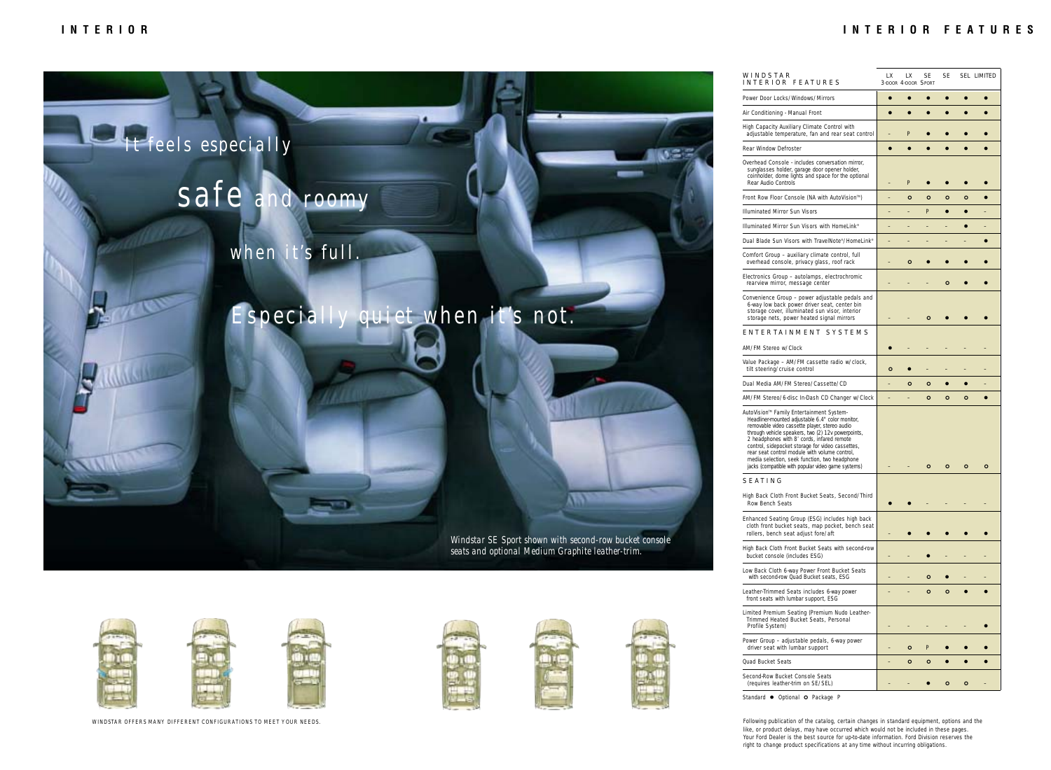# INTERIOR

It feels especially

safe and roomy

when it's full.

Especially quiet when it's not.

*Windstar SE Sport shown with second-row bucket console seats and optional Medium Graphite leather-trim.*

WINDSTAR OFFERS MANY DIFFERENT CONFIGURATIONS TO MEET YOUR NEEDS.

# INTERIOR FEATURES

| WINDSTAR INTERIOR FEATURES | LX 3-DOOR | LX 4-DOOR | SE SPORT | SE | SEL | LIMITED |
|---|---|---|---|---|---|---|
| Power Door Locks/Windows/Mirrors | ● | ● | ● | ● | ● | ● |
| Air Conditioning - Manual Front | ● | ● | ● | ● | ● | ● |
| High Capacity Auxiliary Climate Control with adjustable temperature, fan and rear seat control | – | P | ● | ● | ● | ● |
| Rear Window Defroster | ● | ● | ● | ● | ● | ● |
| Overhead Console - includes conversation mirror, sunglasses holder, garage door opener holder, coinholder, dome lights and space for the optional Rear Audio Controls | – | P | ● | ● | ● | ● |
| Front Row Floor Console (NA with AutoVision™) | – | ○ | ○ | ○ | ○ | ● |
| Illuminated Mirror Sun Visors | – | – | P | ● | ● | – |
| Illuminated Mirror Sun Visors with HomeLink® | – | – | – | – | ● | – |
| Dual Blade Sun Visors with TravelNote®/HomeLink® | – | – | – | – | – | ● |
| Comfort Group – auxiliary climate control, full overhead console, privacy glass, roof rack | – | ○ | ● | ● | ● | ● |
| Electronics Group – autolamps, electrochromic rearview mirror, message center | – | – | – | ○ | ● | ● |
| Convenience Group – power adjustable pedals and 6-way low back power driver seat, center bin storage cover, illuminated sun visor, interior storage nets, power heated signal mirrors | – | – | ○ | ● | ● | ● |
| **ENTERTAINMENT SYSTEMS** | | | | | | |
| AM/FM Stereo w/Clock | ● | – | – | – | – | – |
| Value Package – AM/FM cassette radio w/clock, tilt steering/cruise control | ○ | ● | – | – | – | – |
| Dual Media AM/FM Stereo/Cassette/CD | – | ○ | ○ | ● | ● | – |
| AM/FM Stereo/6-disc In-Dash CD Changer w/Clock | – | – | ○ | ○ | ○ | ● |
| AutoVision™ Family Entertainment System- Headliner-mounted adjustable 6.4" color monitor, removable video cassette player, stereo audio through vehicle speakers, two (2) 12v powerpoints, 2 headphones with 8' cords, infared remote control, sidepocket storage for video cassettes, rear seat control module with volume control, media selection, seek function, two headphone jacks (compatible with popular video game systems) | – | – | ○ | ○ | ○ | ○ |
| **SEATING** | | | | | | |
| High Back Cloth Front Bucket Seats, Second/Third Row Bench Seats | ● | ● | – | – | – | – |
| Enhanced Seating Group (ESG) includes high back cloth front bucket seats, map pocket, bench seat rollers, bench seat adjust fore/aft | – | ● | ● | ● | ● | ● |
| High Back Cloth Front Bucket Seats with second-row bucket console (includes ESG) | – | – | ● | – | – | – |
| Low Back Cloth 6-way Power Front Bucket Seats with second-row Quad Bucket seats, ESG | – | – | ○ | ● | – | – |
| Leather-Trimmed Seats includes 6-way power front seats with lumbar support, ESG | – | – | ○ | ○ | ● | ● |
| Limited Premium Seating (Premium Nudo Leather-Trimmed Heated Bucket Seats, Personal Profile System) | – | – | – | – | – | ● |
| Power Group – adjustable pedals, 6-way power driver seat with lumbar support | – | ○ | P | ● | ● | ● |
| Quad Bucket Seats | – | ○ | ○ | ● | ● | ● |
| Second-Row Bucket Console Seats (requires leather-trim on SE/SEL) | – | – | ● | ○ | ○ | – |

Standard ● Optional ○ Package P

Following publication of the catalog, certain changes in standard equipment, options and the like, or product delays, may have occurred which would not be included in these pages. Your Ford Dealer is the best source for up-to-date information. Ford Division reserves the right to change product specifications at any time without incurring obligations.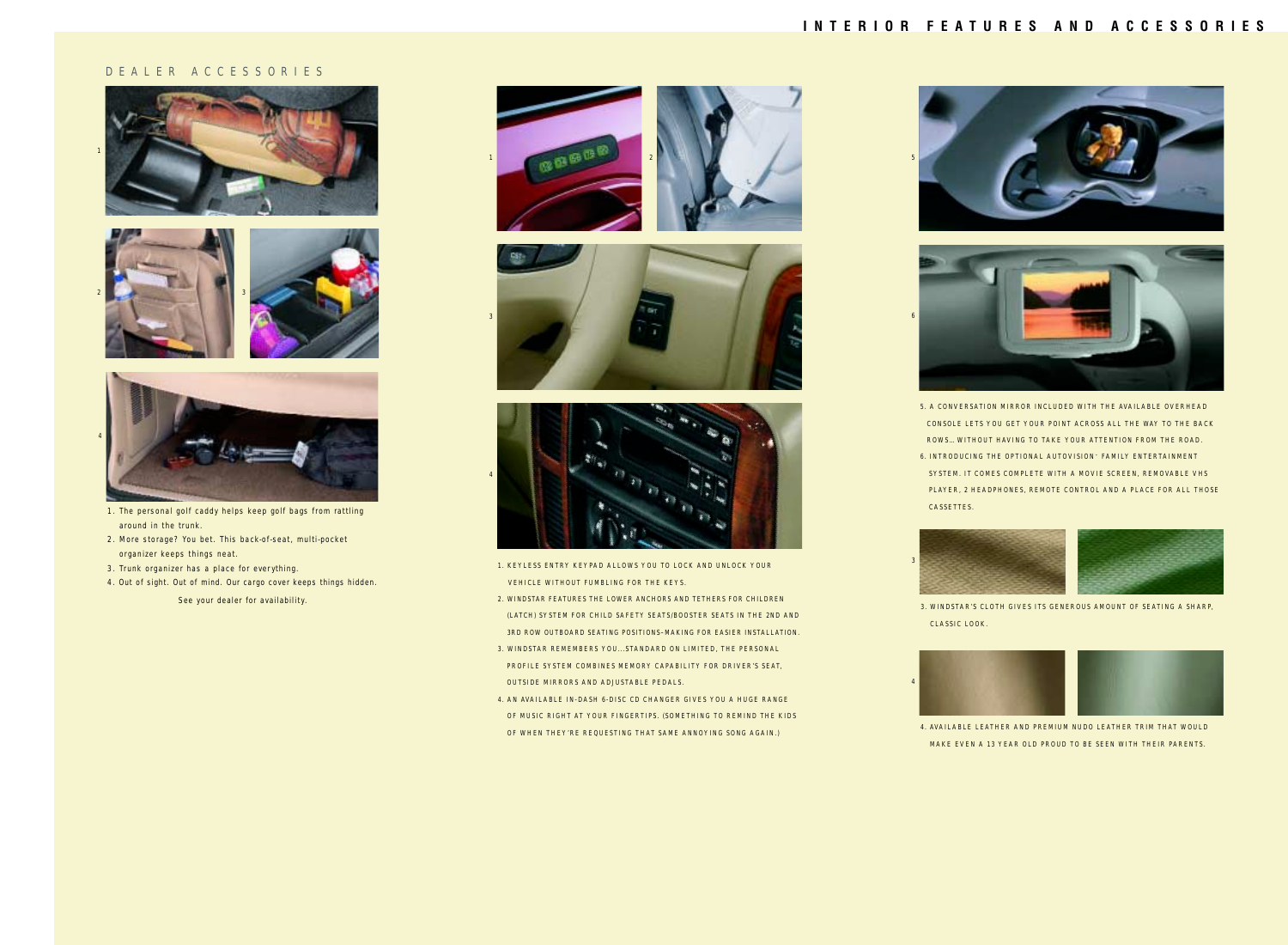# INTERIOR FEATURES AND ACCESSORIES

## DEALER ACCESSORIES

1. The personal golf caddy helps keep golf bags from rattling around in the trunk.
2. More storage? You bet. This back-of-seat, multi-pocket organizer keeps things neat.
3. Trunk organizer has a place for everything.
4. Out of sight. Out of mind. Our cargo cover keeps things hidden.

See your dealer for availability.

1. KEYLESS ENTRY KEYPAD ALLOWS YOU TO LOCK AND UNLOCK YOUR VEHICLE WITHOUT FUMBLING FOR THE KEYS.
2. WINDSTAR FEATURES THE LOWER ANCHORS AND TETHERS FOR CHILDREN (LATCH) SYSTEM FOR CHILD SAFETY SEATS/BOOSTER SEATS IN THE 2ND AND 3RD ROW OUTBOARD SEATING POSITIONS–MAKING FOR EASIER INSTALLATION.
3. WINDSTAR REMEMBERS YOU...STANDARD ON LIMITED, THE PERSONAL PROFILE SYSTEM COMBINES MEMORY CAPABILITY FOR DRIVER'S SEAT, OUTSIDE MIRRORS AND ADJUSTABLE PEDALS.
4. AN AVAILABLE IN-DASH 6-DISC CD CHANGER GIVES YOU A HUGE RANGE OF MUSIC RIGHT AT YOUR FINGERTIPS. (SOMETHING TO REMIND THE KIDS OF WHEN THEY'RE REQUESTING THAT SAME ANNOYING SONG AGAIN.)

5. A CONVERSATION MIRROR INCLUDED WITH THE AVAILABLE OVERHEAD CONSOLE LETS YOU GET YOUR POINT ACROSS ALL THE WAY TO THE BACK ROWS... WITHOUT HAVING TO TAKE YOUR ATTENTION FROM THE ROAD.
6. INTRODUCING THE OPTIONAL AUTOVISION™ FAMILY ENTERTAINMENT SYSTEM. IT COMES COMPLETE WITH A MOVIE SCREEN, REMOVABLE VHS PLAYER, 2 HEADPHONES, REMOTE CONTROL AND A PLACE FOR ALL THOSE CASSETTES.

3. WINDSTAR'S CLOTH GIVES ITS GENEROUS AMOUNT OF SEATING A SHARP, CLASSIC LOOK.

4. AVAILABLE LEATHER AND PREMIUM NUDO LEATHER TRIM THAT WOULD MAKE EVEN A 13 YEAR OLD PROUD TO BE SEEN WITH THEIR PARENTS.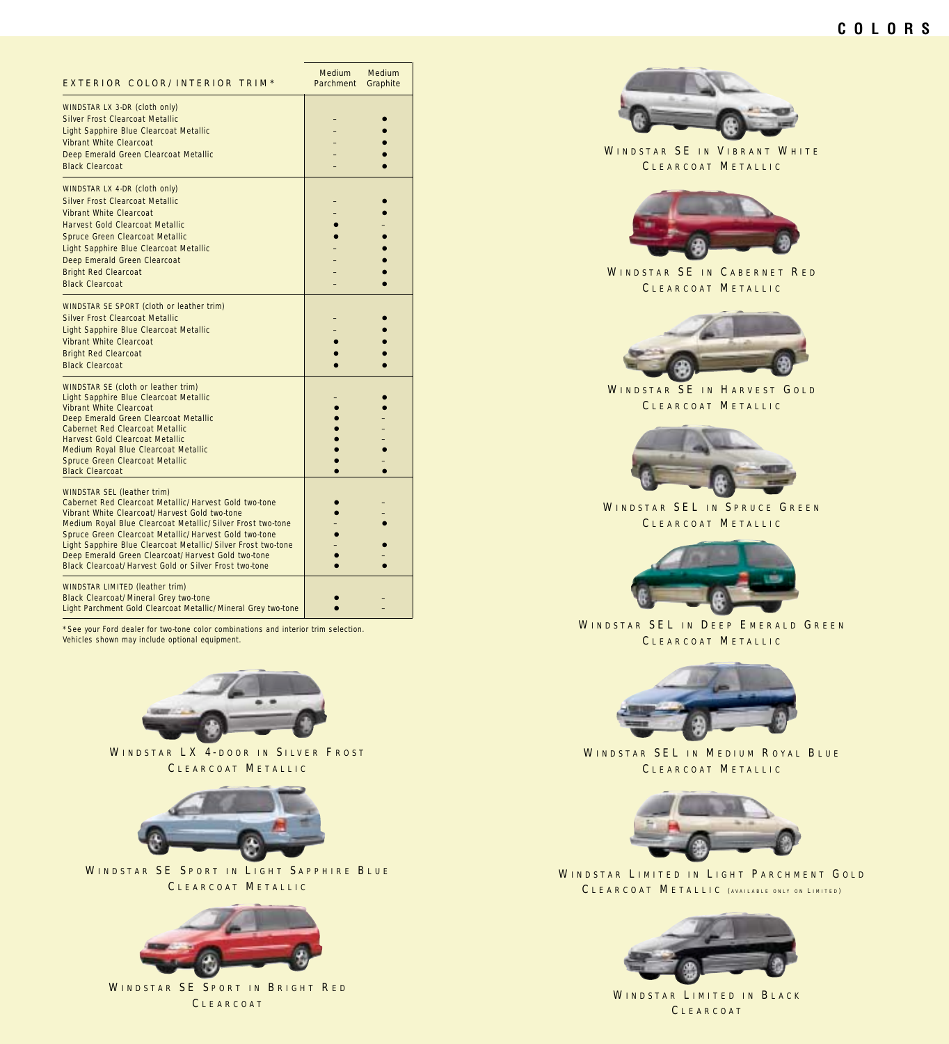# COLORS

| EXTERIOR COLOR/ INTERIOR TRIM* | Medium Parchment | Medium Graphite |
|---|---|---|
| **WINDSTAR LX 3-DR (cloth only)** | | |
| Silver Frost Clearcoat Metallic | – | ● |
| Light Sapphire Blue Clearcoat Metallic | – | ● |
| Vibrant White Clearcoat | – | ● |
| Deep Emerald Green Clearcoat Metallic | – | ● |
| Black Clearcoat | – | ● |
| **WINDSTAR LX 4-DR (cloth only)** | | |
| Silver Frost Clearcoat Metallic | – | ● |
| Vibrant White Clearcoat | – | ● |
| Harvest Gold Clearcoat Metallic | ● | – |
| Spruce Green Clearcoat Metallic | ● | ● |
| Light Sapphire Blue Clearcoat Metallic | – | ● |
| Deep Emerald Green Clearcoat | – | ● |
| Bright Red Clearcoat | – | ● |
| Black Clearcoat | – | ● |
| **WINDSTAR SE SPORT (cloth or leather trim)** | | |
| Silver Frost Clearcoat Metallic | – | ● |
| Light Sapphire Blue Clearcoat Metallic | – | ● |
| Vibrant White Clearcoat | ● | ● |
| Bright Red Clearcoat | ● | ● |
| Black Clearcoat | ● | ● |
| **WINDSTAR SE (cloth or leather trim)** | | |
| Light Sapphire Blue Clearcoat Metallic | – | ● |
| Vibrant White Clearcoat | ● | ● |
| Deep Emerald Green Clearcoat Metallic | ● | – |
| Cabernet Red Clearcoat Metallic | ● | – |
| Harvest Gold Clearcoat Metallic | ● | – |
| Medium Royal Blue Clearcoat Metallic | ● | ● |
| Spruce Green Clearcoat Metallic | ● | – |
| Black Clearcoat | ● | ● |
| **WINDSTAR SEL (leather trim)** | | |
| Cabernet Red Clearcoat Metallic/ Harvest Gold two-tone | ● | – |
| Vibrant White Clearcoat/ Harvest Gold two-tone | ● | – |
| Medium Royal Blue Clearcoat Metallic/ Silver Frost two-tone | – | ● |
| Spruce Green Clearcoat Metallic/ Harvest Gold two-tone | ● | – |
| Light Sapphire Blue Clearcoat Metallic/ Silver Frost two-tone | – | ● |
| Deep Emerald Green Clearcoat/ Harvest Gold two-tone | ● | – |
| Black Clearcoat/ Harvest Gold or Silver Frost two-tone | ● | ● |
| **WINDSTAR LIMITED (leather trim)** | | |
| Black Clearcoat/ Mineral Grey two-tone | ● | – |
| Light Parchment Gold Clearcoat Metallic/ Mineral Grey two-tone | ● | – |

*See your Ford dealer for two-tone color combinations and interior trim selection.
Vehicles shown may include optional equipment.

WINDSTAR LX 4-DOOR IN SILVER FROST CLEARCOAT METALLIC

WINDSTAR SE SPORT IN LIGHT SAPPHIRE BLUE CLEARCOAT METALLIC

WINDSTAR SE SPORT IN BRIGHT RED CLEARCOAT

WINDSTAR SE IN VIBRANT WHITE CLEARCOAT METALLIC

WINDSTAR SE IN CABERNET RED CLEARCOAT METALLIC

WINDSTAR SE IN HARVEST GOLD CLEARCOAT METALLIC

WINDSTAR SEL IN SPRUCE GREEN CLEARCOAT METALLIC

WINDSTAR SEL IN DEEP EMERALD GREEN CLEARCOAT METALLIC

WINDSTAR SEL IN MEDIUM ROYAL BLUE CLEARCOAT METALLIC

WINDSTAR LIMITED IN LIGHT PARCHMENT GOLD CLEARCOAT METALLIC (AVAILABLE ONLY ON LIMITED)

WINDSTAR LIMITED IN BLACK CLEARCOAT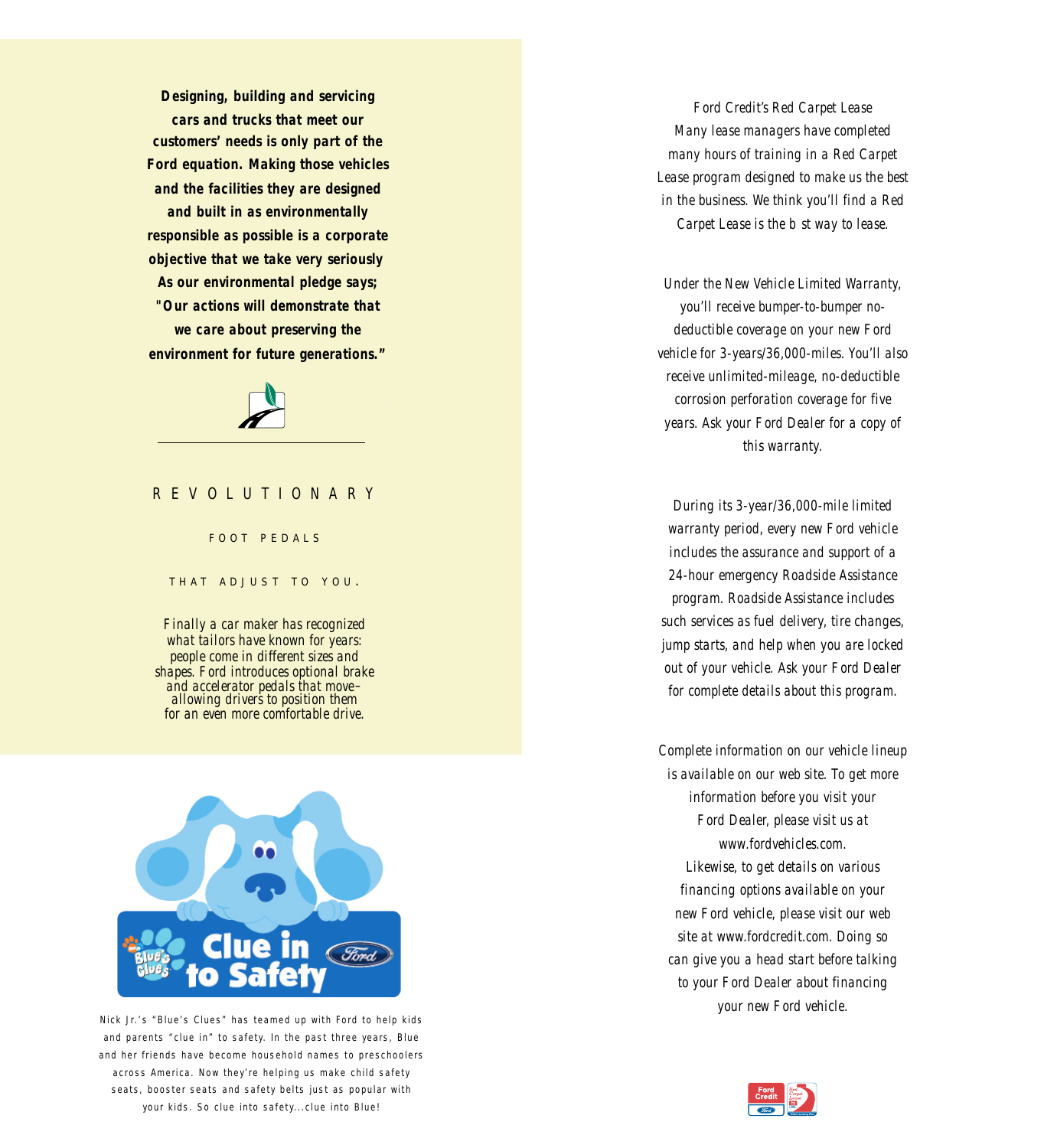**Designing, building and servicing cars and trucks that meet our customers' needs is only part of the Ford equation. Making those vehicles and the facilities they are designed and built in as environmentally responsible as possible is a corporate objective that we take very seriously As our environmental pledge says; "Our actions will demonstrate that we care about preserving the environment for future generations."**

## R E V O L U T I O N A R Y

FOOT PEDALS

THAT ADJUST TO YOU.

*Finally a car maker has recognized what tailors have known for years: people come in different sizes and shapes. Ford introduces optional brake and accelerator pedals that move– allowing drivers to position them for an even more comfortable drive.*

Clue in to Safety

Nick Jr.'s "Blue's Clues" has teamed up with Ford to help kids and parents "clue in" to safety. In the past three years, Blue and her friends have become household names to preschoolers across America. Now they're helping us make child safety seats, booster seats and safety belts just as popular with your kids. So clue into safety...clue into Blue!

*Ford Credit's Red Carpet Lease Many lease managers have completed many hours of training in a Red Carpet Lease program designed to make us the best in the business. We think you'll find a Red Carpet Lease is the b st way to lease.*

*Under the New Vehicle Limited Warranty, you'll receive bumper-to-bumper no-deductible coverage on your new Ford vehicle for 3-years/36,000-miles. You'll also receive unlimited-mileage, no-deductible corrosion perforation coverage for five years. Ask your Ford Dealer for a copy of this warranty.*

*During its 3-year/36,000-mile limited warranty period, every new Ford vehicle includes the assurance and support of a 24-hour emergency Roadside Assistance program. Roadside Assistance includes such services as fuel delivery, tire changes, jump starts, and help when you are locked out of your vehicle. Ask your Ford Dealer for complete details about this program.*

*Complete information on our vehicle lineup is available on our web site. To get more information before you visit your Ford Dealer, please visit us at www.fordvehicles.com. Likewise, to get details on various financing options available on your new Ford vehicle, please visit our web site at www.fordcredit.com. Doing so can give you a head start before talking to your Ford Dealer about financing your new Ford vehicle.*